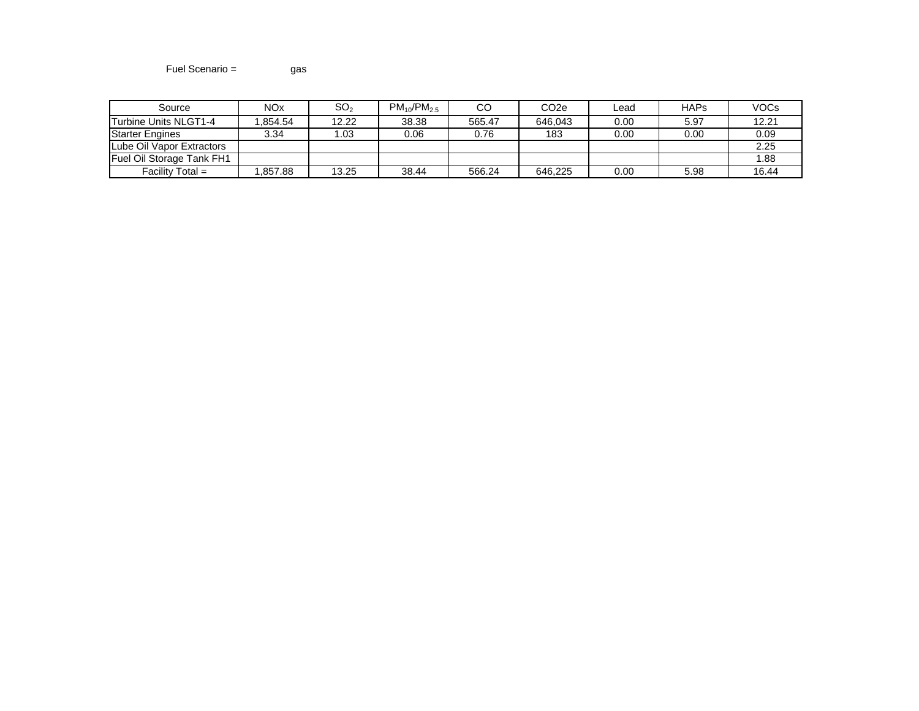Fuel Scenario = gas

| Source | NOx | $SO_2$ | $PM_{10}/PM_{2.5}$ | CO | CO2e | Lead | HAPs | VOCs |
|---|---|---|---|---|---|---|---|---|
| Turbine Units NLGT1-4 | 1,854.54 | 12.22 | 38.38 | 565.47 | 646,043 | 0.00 | 5.97 | 12.21 |
| Starter Engines | 3.34 | 1.03 | 0.06 | 0.76 | 183 | 0.00 | 0.00 | 0.09 |
| Lube Oil Vapor Extractors | | | | | | | | 2.25 |
| Fuel Oil Storage Tank FH1 | | | | | | | | 1.88 |
| Facility Total = | 1,857.88 | 13.25 | 38.44 | 566.24 | 646,225 | 0.00 | 5.98 | 16.44 |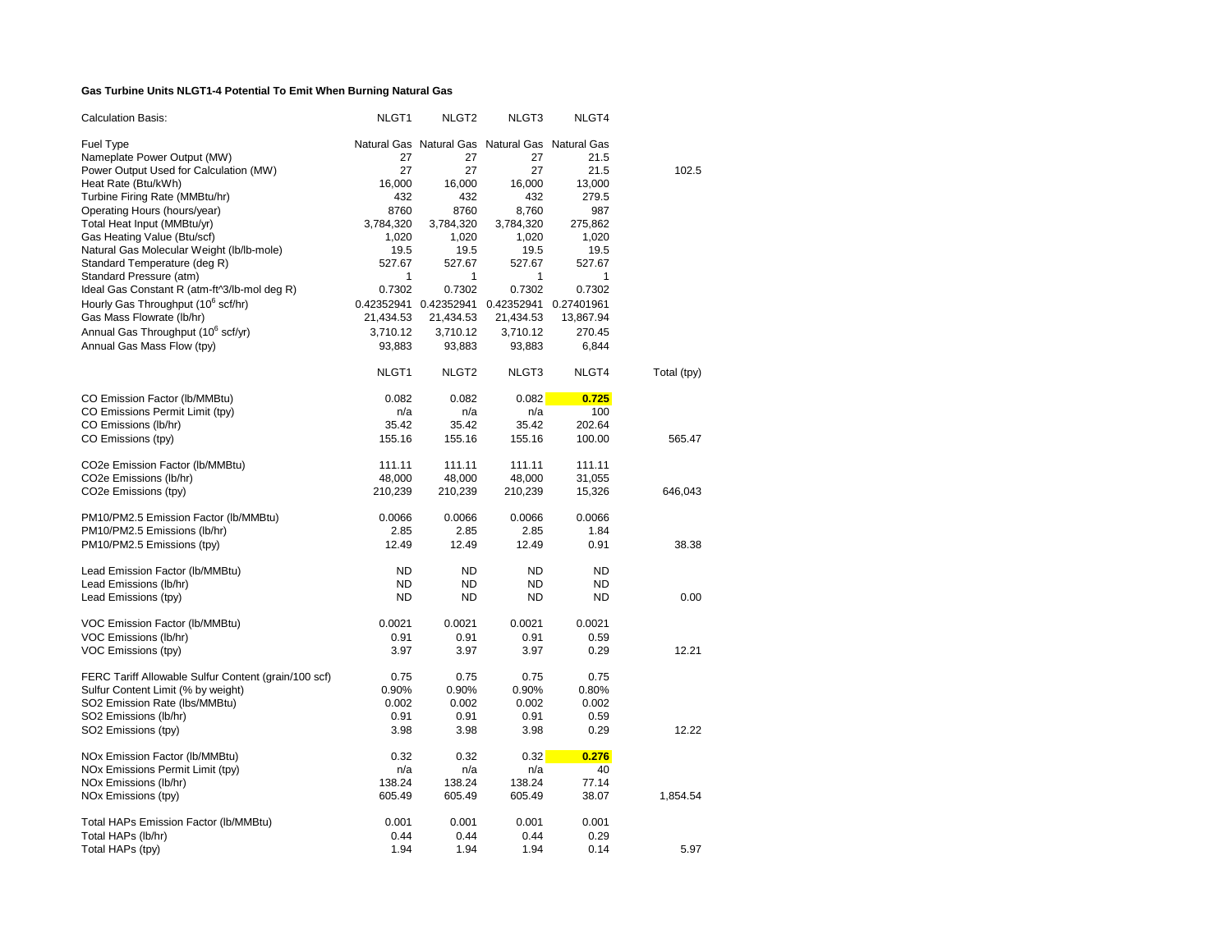**Gas Turbine Units NLGT1-4 Potential To Emit When Burning Natural Gas**

| Calculation Basis: | NLGT1 | NLGT2 | NLGT3 | NLGT4 | |
|---|---|---|---|---|---|
| Fuel Type | Natural Gas | Natural Gas | Natural Gas | Natural Gas | |
| Nameplate Power Output (MW) | 27 | 27 | 27 | 21.5 | |
| Power Output Used for Calculation (MW) | 27 | 27 | 27 | 21.5 | 102.5 |
| Heat Rate (Btu/kWh) | 16,000 | 16,000 | 16,000 | 13,000 | |
| Turbine Firing Rate (MMBtu/hr) | 432 | 432 | 432 | 279.5 | |
| Operating Hours (hours/year) | 8760 | 8760 | 8,760 | 987 | |
| Total Heat Input (MMBtu/yr) | 3,784,320 | 3,784,320 | 3,784,320 | 275,862 | |
| Gas Heating Value (Btu/scf) | 1,020 | 1,020 | 1,020 | 1,020 | |
| Natural Gas Molecular Weight (lb/lb-mole) | 19.5 | 19.5 | 19.5 | 19.5 | |
| Standard Temperature (deg R) | 527.67 | 527.67 | 527.67 | 527.67 | |
| Standard Pressure (atm) | 1 | 1 | 1 | 1 | |
| Ideal Gas Constant R (atm-ft^3/lb-mol deg R) | 0.7302 | 0.7302 | 0.7302 | 0.7302 | |
| Hourly Gas Throughput ($10^6$ scf/hr) | 0.42352941 | 0.42352941 | 0.42352941 | 0.27401961 | |
| Gas Mass Flowrate (lb/hr) | 21,434.53 | 21,434.53 | 21,434.53 | 13,867.94 | |
| Annual Gas Throughput ($10^6$ scf/yr) | 3,710.12 | 3,710.12 | 3,710.12 | 270.45 | |
| Annual Gas Mass Flow (tpy) | 93,883 | 93,883 | 93,883 | 6,844 | |

| | NLGT1 | NLGT2 | NLGT3 | NLGT4 | Total (tpy) |
|---|---|---|---|---|---|
| CO Emission Factor (lb/MMBtu) | 0.082 | 0.082 | 0.082 | **0.725** | |
| CO Emissions Permit Limit (tpy) | n/a | n/a | n/a | 100 | |
| CO Emissions (lb/hr) | 35.42 | 35.42 | 35.42 | 202.64 | |
| CO Emissions (tpy) | 155.16 | 155.16 | 155.16 | 100.00 | 565.47 |
| | | | | | |
| CO2e Emission Factor (lb/MMBtu) | 111.11 | 111.11 | 111.11 | 111.11 | |
| CO2e Emissions (lb/hr) | 48,000 | 48,000 | 48,000 | 31,055 | |
| CO2e Emissions (tpy) | 210,239 | 210,239 | 210,239 | 15,326 | 646,043 |
| | | | | | |
| PM10/PM2.5 Emission Factor (lb/MMBtu) | 0.0066 | 0.0066 | 0.0066 | 0.0066 | |
| PM10/PM2.5 Emissions (lb/hr) | 2.85 | 2.85 | 2.85 | 1.84 | |
| PM10/PM2.5 Emissions (tpy) | 12.49 | 12.49 | 12.49 | 0.91 | 38.38 |
| | | | | | |
| Lead Emission Factor (lb/MMBtu) | ND | ND | ND | ND | |
| Lead Emissions (lb/hr) | ND | ND | ND | ND | |
| Lead Emissions (tpy) | ND | ND | ND | ND | 0.00 |
| | | | | | |
| VOC Emission Factor (lb/MMBtu) | 0.0021 | 0.0021 | 0.0021 | 0.0021 | |
| VOC Emissions (lb/hr) | 0.91 | 0.91 | 0.91 | 0.59 | |
| VOC Emissions (tpy) | 3.97 | 3.97 | 3.97 | 0.29 | 12.21 |
| | | | | | |
| FERC Tariff Allowable Sulfur Content (grain/100 scf) | 0.75 | 0.75 | 0.75 | 0.75 | |
| Sulfur Content Limit (% by weight) | 0.90% | 0.90% | 0.90% | 0.80% | |
| SO2 Emission Rate (lbs/MMBtu) | 0.002 | 0.002 | 0.002 | 0.002 | |
| SO2 Emissions (lb/hr) | 0.91 | 0.91 | 0.91 | 0.59 | |
| SO2 Emissions (tpy) | 3.98 | 3.98 | 3.98 | 0.29 | 12.22 |
| | | | | | |
| NOx Emission Factor (lb/MMBtu) | 0.32 | 0.32 | 0.32 | **0.276** | |
| NOx Emissions Permit Limit (tpy) | n/a | n/a | n/a | 40 | |
| NOx Emissions (lb/hr) | 138.24 | 138.24 | 138.24 | 77.14 | |
| NOx Emissions (tpy) | 605.49 | 605.49 | 605.49 | 38.07 | 1,854.54 |
| | | | | | |
| Total HAPs Emission Factor (lb/MMBtu) | 0.001 | 0.001 | 0.001 | 0.001 | |
| Total HAPs (lb/hr) | 0.44 | 0.44 | 0.44 | 0.29 | |
| Total HAPs (tpy) | 1.94 | 1.94 | 1.94 | 0.14 | 5.97 |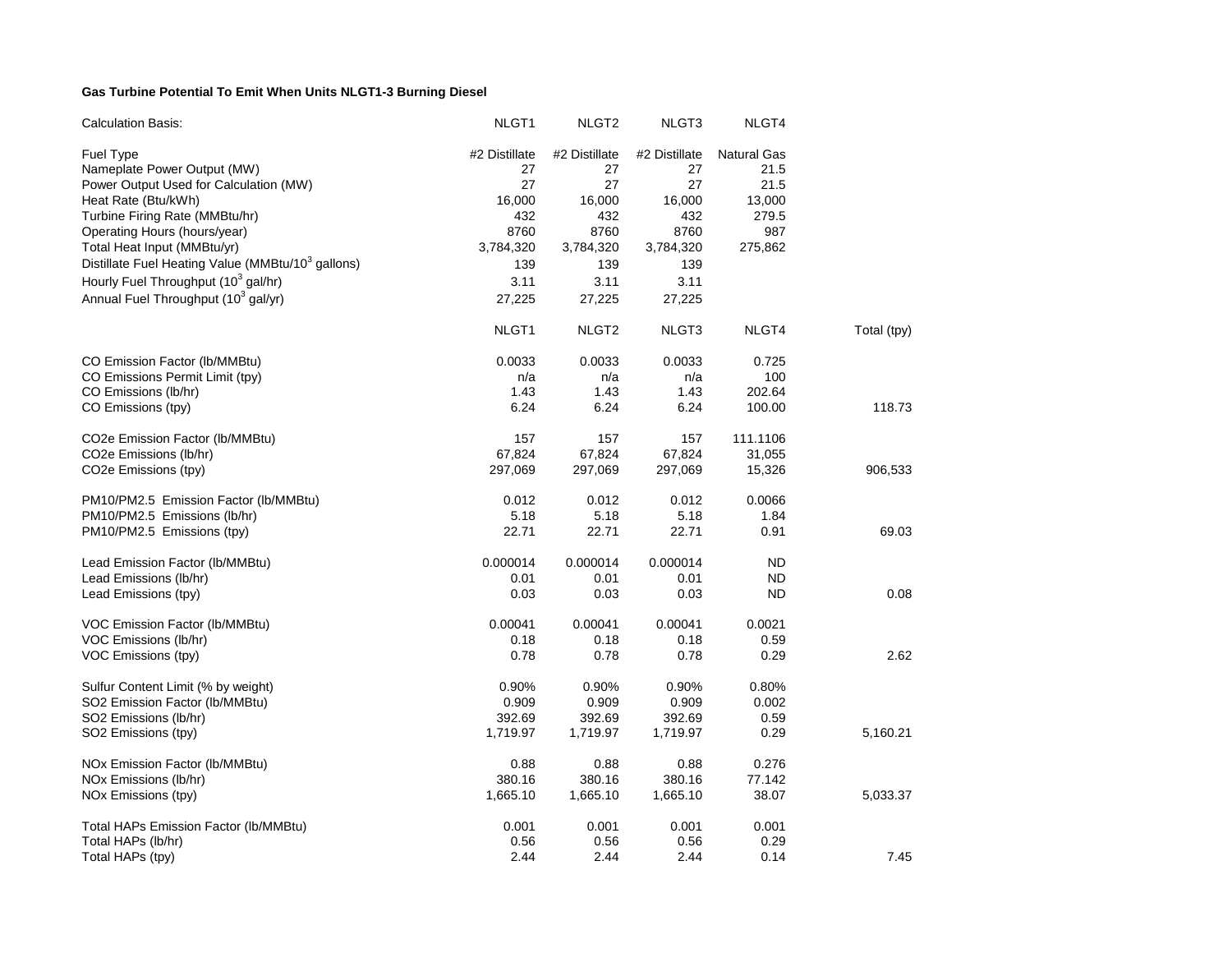**Gas Turbine Potential To Emit When Units NLGT1-3 Burning Diesel**

| Calculation Basis: | NLGT1 | NLGT2 | NLGT3 | NLGT4 | |
|---|---|---|---|---|---|
| Fuel Type | #2 Distillate | #2 Distillate | #2 Distillate | Natural Gas | |
| Nameplate Power Output (MW) | 27 | 27 | 27 | 21.5 | |
| Power Output Used for Calculation (MW) | 27 | 27 | 27 | 21.5 | |
| Heat Rate (Btu/kWh) | 16,000 | 16,000 | 16,000 | 13,000 | |
| Turbine Firing Rate (MMBtu/hr) | 432 | 432 | 432 | 279.5 | |
| Operating Hours (hours/year) | 8760 | 8760 | 8760 | 987 | |
| Total Heat Input (MMBtu/yr) | 3,784,320 | 3,784,320 | 3,784,320 | 275,862 | |
| Distillate Fuel Heating Value (MMBtu/$10^3$ gallons) | 139 | 139 | 139 | | |
| Hourly Fuel Throughput ($10^3$ gal/hr) | 3.11 | 3.11 | 3.11 | | |
| Annual Fuel Throughput ($10^3$ gal/yr) | 27,225 | 27,225 | 27,225 | | |
| | **NLGT1** | **NLGT2** | **NLGT3** | **NLGT4** | **Total (tpy)** |
| CO Emission Factor (lb/MMBtu) | 0.0033 | 0.0033 | 0.0033 | 0.725 | |
| CO Emissions Permit Limit (tpy) | n/a | n/a | n/a | 100 | |
| CO Emissions (lb/hr) | 1.43 | 1.43 | 1.43 | 202.64 | |
| CO Emissions (tpy) | 6.24 | 6.24 | 6.24 | 100.00 | 118.73 |
| CO2e Emission Factor (lb/MMBtu) | 157 | 157 | 157 | 111.1106 | |
| CO2e Emissions (lb/hr) | 67,824 | 67,824 | 67,824 | 31,055 | |
| CO2e Emissions (tpy) | 297,069 | 297,069 | 297,069 | 15,326 | 906,533 |
| PM10/PM2.5 Emission Factor (lb/MMBtu) | 0.012 | 0.012 | 0.012 | 0.0066 | |
| PM10/PM2.5 Emissions (lb/hr) | 5.18 | 5.18 | 5.18 | 1.84 | |
| PM10/PM2.5 Emissions (tpy) | 22.71 | 22.71 | 22.71 | 0.91 | 69.03 |
| Lead Emission Factor (lb/MMBtu) | 0.000014 | 0.000014 | 0.000014 | ND | |
| Lead Emissions (lb/hr) | 0.01 | 0.01 | 0.01 | ND | |
| Lead Emissions (tpy) | 0.03 | 0.03 | 0.03 | ND | 0.08 |
| VOC Emission Factor (lb/MMBtu) | 0.00041 | 0.00041 | 0.00041 | 0.0021 | |
| VOC Emissions (lb/hr) | 0.18 | 0.18 | 0.18 | 0.59 | |
| VOC Emissions (tpy) | 0.78 | 0.78 | 0.78 | 0.29 | 2.62 |
| Sulfur Content Limit (% by weight) | 0.90% | 0.90% | 0.90% | 0.80% | |
| SO2 Emission Factor (lb/MMBtu) | 0.909 | 0.909 | 0.909 | 0.002 | |
| SO2 Emissions (lb/hr) | 392.69 | 392.69 | 392.69 | 0.59 | |
| SO2 Emissions (tpy) | 1,719.97 | 1,719.97 | 1,719.97 | 0.29 | 5,160.21 |
| NOx Emission Factor (lb/MMBtu) | 0.88 | 0.88 | 0.88 | 0.276 | |
| NOx Emissions (lb/hr) | 380.16 | 380.16 | 380.16 | 77.142 | |
| NOx Emissions (tpy) | 1,665.10 | 1,665.10 | 1,665.10 | 38.07 | 5,033.37 |
| Total HAPs Emission Factor (lb/MMBtu) | 0.001 | 0.001 | 0.001 | 0.001 | |
| Total HAPs (lb/hr) | 0.56 | 0.56 | 0.56 | 0.29 | |
| Total HAPs (tpy) | 2.44 | 2.44 | 2.44 | 0.14 | 7.45 |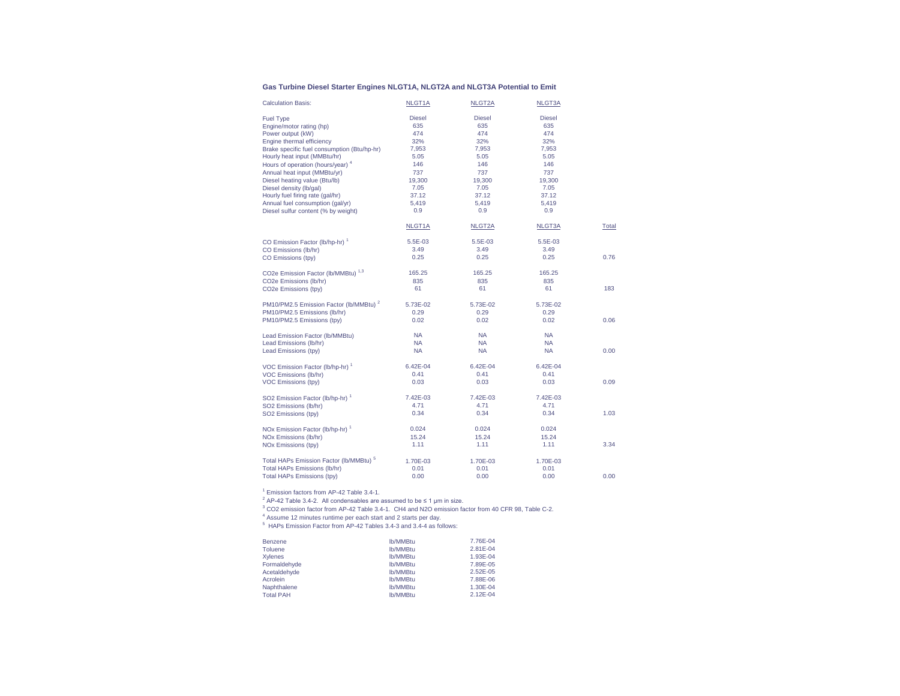### Gas Turbine Diesel Starter Engines NLGT1A, NLGT2A and NLGT3A Potential to Emit

| Calculation Basis: | NLGT1A | NLGT2A | NLGT3A | |
|---|---|---|---|---|
| Fuel Type | Diesel | Diesel | Diesel | |
| Engine/motor rating (hp) | 635 | 635 | 635 | |
| Power output (kW) | 474 | 474 | 474 | |
| Engine thermal efficiency | 32% | 32% | 32% | |
| Brake specific fuel consumption (Btu/hp-hr) | 7,953 | 7,953 | 7,953 | |
| Hourly heat input (MMBtu/hr) | 5.05 | 5.05 | 5.05 | |
| Hours of operation (hours/year) [4] | 146 | 146 | 146 | |
| Annual heat input (MMBtu/yr) | 737 | 737 | 737 | |
| Diesel heating value (Btu/lb) | 19,300 | 19,300 | 19,300 | |
| Diesel density (lb/gal) | 7.05 | 7.05 | 7.05 | |
| Hourly fuel firing rate (gal/hr) | 37.12 | 37.12 | 37.12 | |
| Annual fuel consumption (gal/yr) | 5,419 | 5,419 | 5,419 | |
| Diesel sulfur content (% by weight) | 0.9 | 0.9 | 0.9 | |
| | **NLGT1A** | **NLGT2A** | **NLGT3A** | **Total** |
| CO Emission Factor (lb/hp-hr) [1] | 5.5E-03 | 5.5E-03 | 5.5E-03 | |
| CO Emissions (lb/hr) | 3.49 | 3.49 | 3.49 | |
| CO Emissions (tpy) | 0.25 | 0.25 | 0.25 | 0.76 |
| $CO_2e$ Emission Factor (lb/MMBtu) [1,3] | 165.25 | 165.25 | 165.25 | |
| $CO_2e$ Emissions (lb/hr) | 835 | 835 | 835 | |
| $CO_2e$ Emissions (tpy) | 61 | 61 | 61 | 183 |
| $PM_{10}/PM_{2.5}$ Emission Factor (lb/MMBtu) [2] | 5.73E-02 | 5.73E-02 | 5.73E-02 | |
| $PM_{10}/PM_{2.5}$ Emissions (lb/hr) | 0.29 | 0.29 | 0.29 | |
| $PM_{10}/PM_{2.5}$ Emissions (tpy) | 0.02 | 0.02 | 0.02 | 0.06 |
| Lead Emission Factor (lb/MMBtu) | NA | NA | NA | |
| Lead Emissions (lb/hr) | NA | NA | NA | |
| Lead Emissions (tpy) | NA | NA | NA | 0.00 |
| VOC Emission Factor (lb/hp-hr) [1] | 6.42E-04 | 6.42E-04 | 6.42E-04 | |
| VOC Emissions (lb/hr) | 0.41 | 0.41 | 0.41 | |
| VOC Emissions (tpy) | 0.03 | 0.03 | 0.03 | 0.09 |
| $SO_2$ Emission Factor (lb/hp-hr) [1] | 7.42E-03 | 7.42E-03 | 7.42E-03 | |
| $SO_2$ Emissions (lb/hr) | 4.71 | 4.71 | 4.71 | |
| $SO_2$ Emissions (tpy) | 0.34 | 0.34 | 0.34 | 1.03 |
| $NO_x$ Emission Factor (lb/hp-hr) [1] | 0.024 | 0.024 | 0.024 | |
| $NO_x$ Emissions (lb/hr) | 15.24 | 15.24 | 15.24 | |
| $NO_x$ Emissions (tpy) | 1.11 | 1.11 | 1.11 | 3.34 |
| Total HAPs Emission Factor (lb/MMBtu) [5] | 1.70E-03 | 1.70E-03 | 1.70E-03 | |
| Total HAPs Emissions (lb/hr) | 0.01 | 0.01 | 0.01 | |
| Total HAPs Emissions (tpy) | 0.00 | 0.00 | 0.00 | 0.00 |

[1] Emission factors from AP-42 Table 3.4-1.
[2] AP-42 Table 3.4-2. All condensables are assumed to be ≤ 1 µm in size.
[3] $CO_2$ emission factor from AP-42 Table 3.4-1. $CH_4$ and $N_2O$ emission factor from 40 CFR 98, Table C-2.
[4] Assume 12 minutes runtime per each start and 2 starts per day.
[5] HAPs Emission Factor from AP-42 Tables 3.4-3 and 3.4-4 as follows:

| | | |
|---|---|---|
| Benzene | lb/MMBtu | 7.76E-04 |
| Toluene | lb/MMBtu | 2.81E-04 |
| Xylenes | lb/MMBtu | 1.93E-04 |
| Formaldehyde | lb/MMBtu | 7.89E-05 |
| Acetaldehyde | lb/MMBtu | 2.52E-05 |
| Acrolein | lb/MMBtu | 7.88E-06 |
| Naphthalene | lb/MMBtu | 1.30E-04 |
| Total PAH | lb/MMBtu | 2.12E-04 |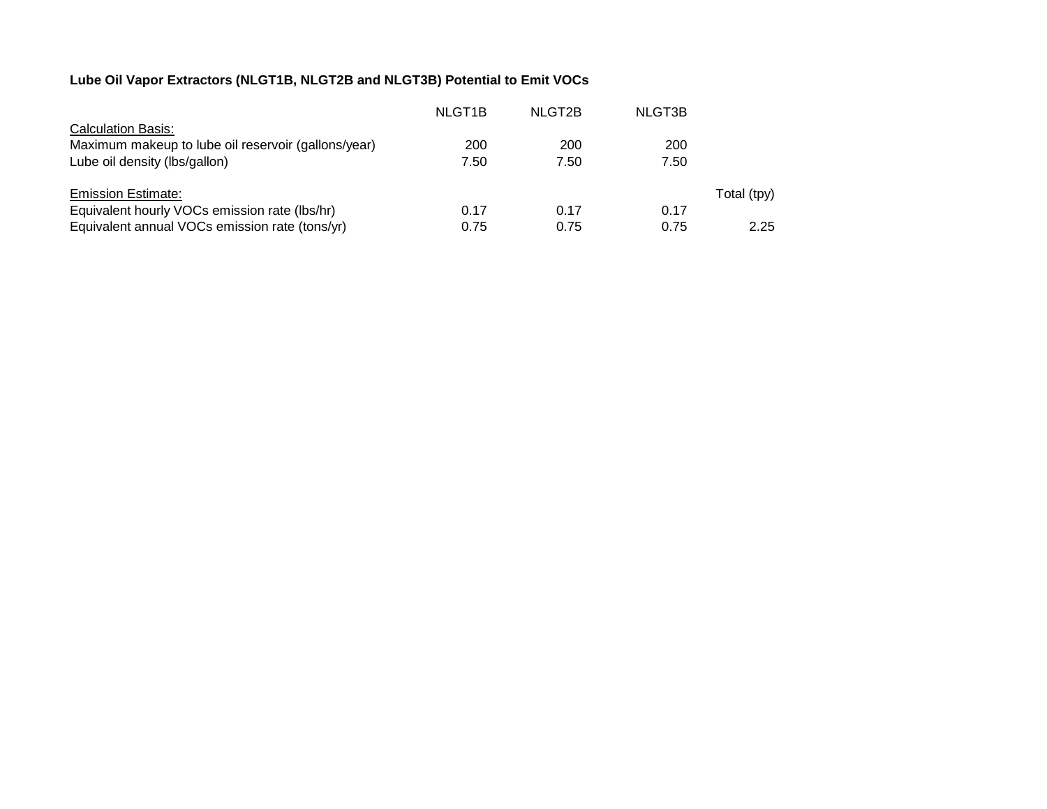**Lube Oil Vapor Extractors (NLGT1B, NLGT2B and NLGT3B) Potential to Emit VOCs**

| | NLGT1B | NLGT2B | NLGT3B | |
|---|---|---|---|---|
| Calculation Basis: | | | | |
| Maximum makeup to lube oil reservoir (gallons/year) | 200 | 200 | 200 | |
| Lube oil density (lbs/gallon) | 7.50 | 7.50 | 7.50 | |
| | | | | |
| Emission Estimate: | | | | Total (tpy) |
| Equivalent hourly VOCs emission rate (lbs/hr) | 0.17 | 0.17 | 0.17 | |
| Equivalent annual VOCs emission rate (tons/yr) | 0.75 | 0.75 | 0.75 | 2.25 |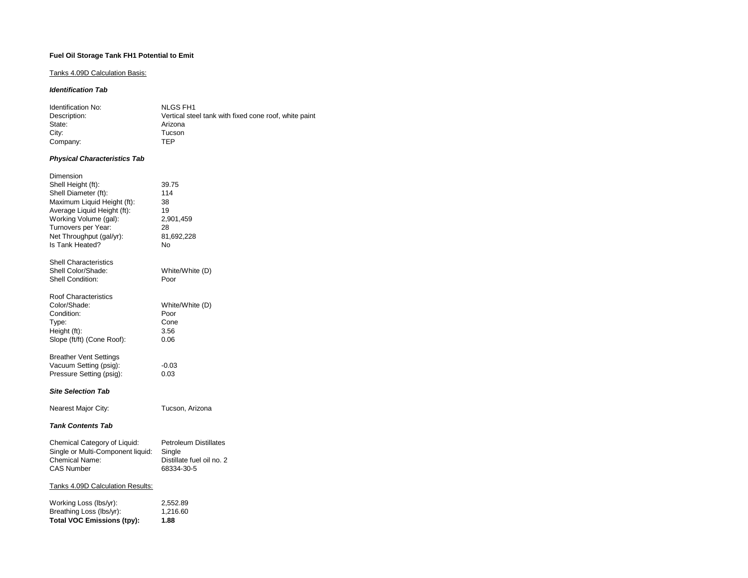**Fuel Oil Storage Tank FH1 Potential to Emit**

Tanks 4.09D Calculation Basis:

***Identification Tab***

| | |
|---|---|
| Identification No: | NLGS FH1 |
| Description: | Vertical steel tank with fixed cone roof, white paint |
| State: | Arizona |
| City: | Tucson |
| Company: | TEP |

***Physical Characteristics Tab***

| | |
|---|---|
| Dimension | |
| Shell Height (ft): | 39.75 |
| Shell Diameter (ft): | 114 |
| Maximum Liquid Height (ft): | 38 |
| Average Liquid Height (ft): | 19 |
| Working Volume (gal): | 2,901,459 |
| Turnovers per Year: | 28 |
| Net Throughput (gal/yr): | 81,692,228 |
| Is Tank Heated? | No |

| | |
|---|---|
| Shell Characteristics | |
| Shell Color/Shade: | White/White (D) |
| Shell Condition: | Poor |

| | |
|---|---|
| Roof Characteristics | |
| Color/Shade: | White/White (D) |
| Condition: | Poor |
| Type: | Cone |
| Height (ft): | 3.56 |
| Slope (ft/ft) (Cone Roof): | 0.06 |

| | |
|---|---|
| Breather Vent Settings | |
| Vacuum Setting (psig): | -0.03 |
| Pressure Setting (psig): | 0.03 |

***Site Selection Tab***

| | |
|---|---|
| Nearest Major City: | Tucson, Arizona |

***Tank Contents Tab***

| | |
|---|---|
| Chemical Category of Liquid: | Petroleum Distillates |
| Single or Multi-Component liquid: | Single |
| Chemical Name: | Distillate fuel oil no. 2 |
| CAS Number | 68334-30-5 |

Tanks 4.09D Calculation Results:

| | |
|---|---|
| Working Loss (lbs/yr): | 2,552.89 |
| Breathing Loss (lbs/yr): | 1,216.60 |
| **Total VOC Emissions (tpy):** | **1.88** |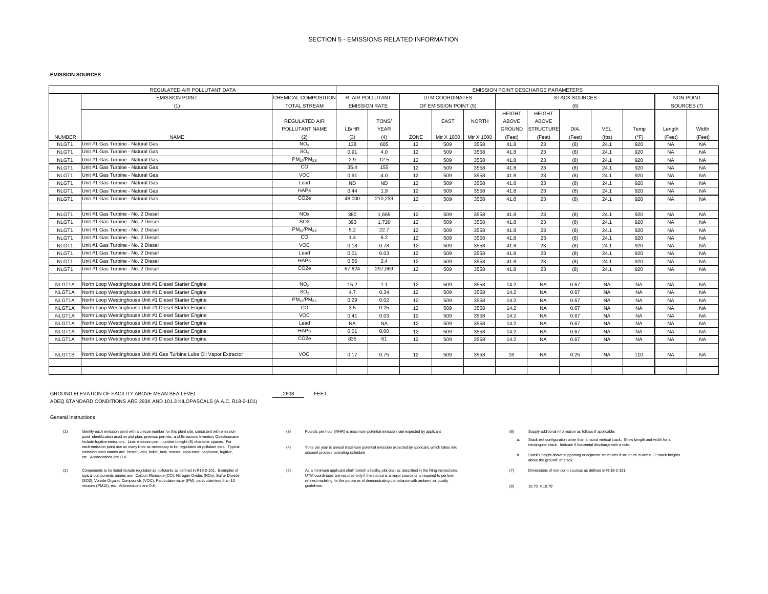# SECTION 5 - EMISSIONS RELATED INFORMATION

**EMISSION SOURCES**

| REGULATED AIR POLLUTANT DATA | | | | | EMISSION POINT DISCHARGE PARAMETERS | | | | | | | | | | |
|---|---|---|---|---|---|---|---|---|---|---|---|---|---|---|---|
| EMISSION POINT | | CHEMICAL COMPOSITION | R. AIR POLLUTANT | | UTM COORDINATES | | | STACK SOURCES | | | | | | NON-POINT | |
| (1) | | TOTAL STREAM | EMISSION RATE | | OF EMISSION POINT (5) | | | (6) | | | | | | SOURCES (7) | |
| NUMBER | NAME | REGULATED AIR POLLUTANT NAME (2) | LB/HR (3) | TONS/ YEAR (4) | ZONE | EAST Mtr X 1000 | NORTH Mtr X 1000 | HEIGHT ABOVE GROUND (Feet) | HEIGHT ABOVE STRUCTURE (Feet) | DIA. (Feet) | VEL. (fps) | Temp (°F) | Length (Feet) | Width (Feet) |
| NLGT1 | Unit #1 Gas Turbine - Natural Gas | $NO_x$ | 138 | 605 | 12 | 509 | 3558 | 41.8 | 23 | (8) | 24.1 | 920 | NA | NA |
| NLGT1 | Unit #1 Gas Turbine - Natural Gas | $SO_2$ | 0.91 | 4.0 | 12 | 509 | 3558 | 41.8 | 23 | (8) | 24.1 | 920 | NA | NA |
| NLGT1 | Unit #1 Gas Turbine - Natural Gas | $PM_{10}/PM_{2.5}$ | 2.9 | 12.5 | 12 | 509 | 3558 | 41.8 | 23 | (8) | 24.1 | 920 | NA | NA |
| NLGT1 | Unit #1 Gas Turbine - Natural Gas | CO | 35.4 | 155 | 12 | 509 | 3558 | 41.8 | 23 | (8) | 24.1 | 920 | NA | NA |
| NLGT1 | Unit #1 Gas Turbine - Natural Gas | VOC | 0.91 | 4.0 | 12 | 509 | 3558 | 41.8 | 23 | (8) | 24.1 | 920 | NA | NA |
| NLGT1 | Unit #1 Gas Turbine - Natural Gas | Lead | ND | ND | 12 | 509 | 3558 | 41.8 | 23 | (8) | 24.1 | 920 | NA | NA |
| NLGT1 | Unit #1 Gas Turbine - Natural Gas | HAPs | 0.44 | 1.9 | 12 | 509 | 3558 | 41.8 | 23 | (8) | 24.1 | 920 | NA | NA |
| NLGT1 | Unit #1 Gas Turbine - Natural Gas | $CO_2e$ | 48,000 | 210,239 | 12 | 509 | 3558 | 41.8 | 23 | (8) | 24.1 | 920 | NA | NA |
| | | | | | | | | | | | | | | |
| NLGT1 | Unit #1 Gas Turbine - No. 2 Diesel | NOx | 380 | 1,665 | 12 | 509 | 3558 | 41.8 | 23 | (8) | 24.1 | 920 | NA | NA |
| NLGT1 | Unit #1 Gas Turbine - No. 2 Diesel | SO2 | 393 | 1,720 | 12 | 509 | 3558 | 41.8 | 23 | (8) | 24.1 | 920 | NA | NA |
| NLGT1 | Unit #1 Gas Turbine - No. 2 Diesel | $PM_{10}/PM_{2.5}$ | 5.2 | 22.7 | 12 | 509 | 3558 | 41.8 | 23 | (8) | 24.1 | 920 | NA | NA |
| NLGT1 | Unit #1 Gas Turbine - No. 2 Diesel | CO | 1.4 | 6.2 | 12 | 509 | 3558 | 41.8 | 23 | (8) | 24.1 | 920 | NA | NA |
| NLGT1 | Unit #1 Gas Turbine - No. 2 Diesel | VOC | 0.18 | 0.78 | 12 | 509 | 3558 | 41.8 | 23 | (8) | 24.1 | 920 | NA | NA |
| NLGT1 | Unit #1 Gas Turbine - No. 2 Diesel | Lead | 0.01 | 0.03 | 12 | 509 | 3558 | 41.8 | 23 | (8) | 24.1 | 920 | NA | NA |
| NLGT1 | Unit #1 Gas Turbine - No. 2 Diesel | HAPs | 0.56 | 2.4 | 12 | 509 | 3558 | 41.8 | 23 | (8) | 24.1 | 920 | NA | NA |
| NLGT1 | Unit #1 Gas Turbine - No. 2 Diesel | $CO_2e$ | 67,824 | 297,069 | 12 | 509 | 3558 | 41.8 | 23 | (8) | 24.1 | 920 | NA | NA |
| | | | | | | | | | | | | | | |
| NLGT1A | North Loop Westinghouse Unit #1 Diesel Starter Engine | $NO_x$ | 15.2 | 1.1 | 12 | 509 | 3558 | 14.2 | NA | 0.67 | NA | NA | NA | NA |
| NLGT1A | North Loop Westinghouse Unit #1 Diesel Starter Engine | $SO_2$ | 4.7 | 0.34 | 12 | 509 | 3558 | 14.2 | NA | 0.67 | NA | NA | NA | NA |
| NLGT1A | North Loop Westinghouse Unit #1 Diesel Starter Engine | $PM_{10}/PM_{2.5}$ | 0.29 | 0.02 | 12 | 509 | 3558 | 14.2 | NA | 0.67 | NA | NA | NA | NA |
| NLGT1A | North Loop Westinghouse Unit #1 Diesel Starter Engine | CO | 3.5 | 0.25 | 12 | 509 | 3558 | 14.2 | NA | 0.67 | NA | NA | NA | NA |
| NLGT1A | North Loop Westinghouse Unit #1 Diesel Starter Engine | VOC | 0.41 | 0.03 | 12 | 509 | 3558 | 14.2 | NA | 0.67 | NA | NA | NA | NA |
| NLGT1A | North Loop Westinghouse Unit #1 Diesel Starter Engine | Lead | NA | NA | 12 | 509 | 3558 | 14.2 | NA | 0.67 | NA | NA | NA | NA |
| NLGT1A | North Loop Westinghouse Unit #1 Diesel Starter Engine | HAPs | 0.01 | 0.00 | 12 | 509 | 3558 | 14.2 | NA | 0.67 | NA | NA | NA | NA |
| NLGT1A | North Loop Westinghouse Unit #1 Diesel Starter Engine | $CO_2e$ | 835 | 61 | 12 | 509 | 3558 | 14.2 | NA | 0.67 | NA | NA | NA | NA |
| | | | | | | | | | | | | | | |
| NLGT1B | North Loop Westinghouse Unit #1 Gas Turbine Lube Oil Vapor Extractor | VOC | 0.17 | 0.75 | 12 | 509 | 3558 | 16 | NA | 0.25 | NA | 110 | NA | NA |

GROUND ELEVATION OF FACILITY ABOVE MEAN SEA LEVEL 2608 FEET

ADEQ STANDARD CONDITIONS ARE 293K AND 101.3 KILOPASCALS (A.A.C. R18-2-101)

General Instructions

(1) Identify each emission point with a unique number for this plant site, consistent with emission point identification used on plot plan, previous permits, and Emissions Inventory Questionnaire. Include fugitive emissions. Limit emission point number to eight (8) character spaces. For each emission point use as many lines as necessary to list regu-lated air pollutant data. Typical emission point names are: heater, vent, boiler, tank, reactor, sepa-rator, baghouse, fugitive, etc. Abbreviations are O.K.

(2) Components to be listed include regulated air pollutants as defined in R18-2-101. Examples of typical components names are: Carbon Monoxide (CO), Nitrogen Oxides (NOx), Sulfur Dioxide (SO2), Volatile Organic Compounds (VOC), Particulate matter (PM), particulate less than 10 microns (PM10), etc. Abbreviations are O.K.

(3) Pounds per hour (#/HR) is maximum potential emission rate expected by applicant

(4) Tons per year is annual maximum potential emission expected by applicant, which takes into account process operating schedule

(5) As a minimum applicant shall furnish a facility plot plan as described in the filing instructions. UTM coordinates are required only if the source is a major source or is required to perform refined modeling for the purposes of demonstrating compliance with ambient air quality guidelines.

(6) Supply additional information as follows if applicable:

a. Stack exit configuration other than a round vertical stack. Show lwngth and width for a rectangular stack. Indicate if horizontal discharge with a note.

b. Stack's height above supporting or adjacent structures if structure is within 3 "stack heights above the ground" of stack.

(7) Dimensions of non-point sources as defined in R-18-2-101.

(8) 10.75' X 10.75'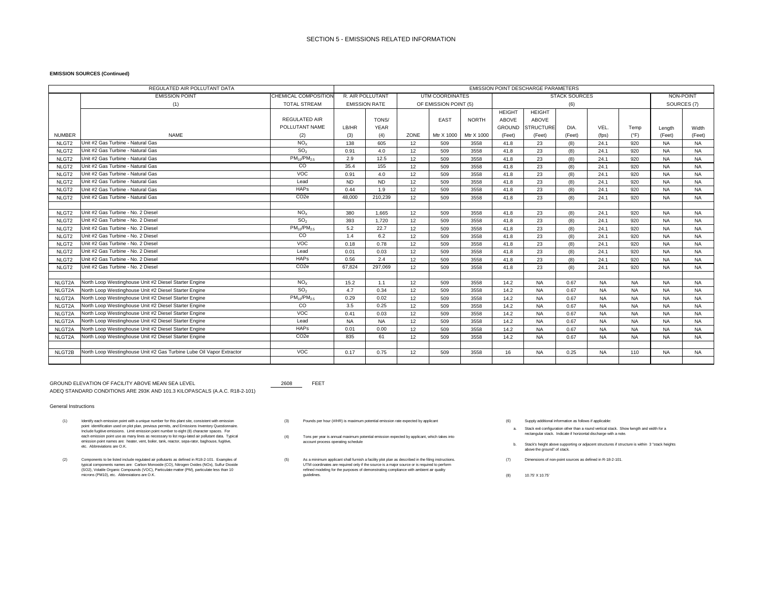SECTION 5 - EMISSIONS RELATED INFORMATION

**EMISSION SOURCES (Continued)**

| REGULATED AIR POLLUTANT DATA | | | | | EMISSION POINT DISCHARGE PARAMETERS | | | | | | | | | | |
|---|---|---|---|---|---|---|---|---|---|---|---|---|---|---|---|
| EMISSION POINT (1) | | CHEMICAL COMPOSITION TOTAL STREAM | R. AIR POLLUTANT EMISSION RATE | | UTM COORDINATES OF EMISSION POINT (5) | | | STACK SOURCES (6) | | | | | NON-POINT SOURCES (7) | |
| NUMBER | NAME | REGULATED AIR POLLUTANT NAME (2) | LB/HR (3) | TONS/ YEAR (4) | ZONE | EAST Mtr X 1000 | NORTH Mtr X 1000 | HEIGHT ABOVE GROUND (Feet) | HEIGHT ABOVE STRUCTURE (Feet) | DIA. (Feet) | VEL. (fps) | Temp (°F) | Length (Feet) | Width (Feet) |
| NLGT2 | Unit #2 Gas Turbine - Natural Gas | $NO_x$ | 138 | 605 | 12 | 509 | 3558 | 41.8 | 23 | (8) | 24.1 | 920 | NA | NA |
| NLGT2 | Unit #2 Gas Turbine - Natural Gas | $SO_2$ | 0.91 | 4.0 | 12 | 509 | 3558 | 41.8 | 23 | (8) | 24.1 | 920 | NA | NA |
| NLGT2 | Unit #2 Gas Turbine - Natural Gas | $PM_{10}/PM_{2.5}$ | 2.9 | 12.5 | 12 | 509 | 3558 | 41.8 | 23 | (8) | 24.1 | 920 | NA | NA |
| NLGT2 | Unit #2 Gas Turbine - Natural Gas | CO | 35.4 | 155 | 12 | 509 | 3558 | 41.8 | 23 | (8) | 24.1 | 920 | NA | NA |
| NLGT2 | Unit #2 Gas Turbine - Natural Gas | VOC | 0.91 | 4.0 | 12 | 509 | 3558 | 41.8 | 23 | (8) | 24.1 | 920 | NA | NA |
| NLGT2 | Unit #2 Gas Turbine - Natural Gas | Lead | ND | ND | 12 | 509 | 3558 | 41.8 | 23 | (8) | 24.1 | 920 | NA | NA |
| NLGT2 | Unit #2 Gas Turbine - Natural Gas | HAPs | 0.44 | 1.9 | 12 | 509 | 3558 | 41.8 | 23 | (8) | 24.1 | 920 | NA | NA |
| NLGT2 | Unit #2 Gas Turbine - Natural Gas | CO2e | 48,000 | 210,239 | 12 | 509 | 3558 | 41.8 | 23 | (8) | 24.1 | 920 | NA | NA |
| | | | | | | | | | | | | | | |
| NLGT2 | Unit #2 Gas Turbine - No. 2 Diesel | $NO_x$ | 380 | 1,665 | 12 | 509 | 3558 | 41.8 | 23 | (8) | 24.1 | 920 | NA | NA |
| NLGT2 | Unit #2 Gas Turbine - No. 2 Diesel | $SO_2$ | 393 | 1,720 | 12 | 509 | 3558 | 41.8 | 23 | (8) | 24.1 | 920 | NA | NA |
| NLGT2 | Unit #2 Gas Turbine - No. 2 Diesel | $PM_{10}/PM_{2.5}$ | 5.2 | 22.7 | 12 | 509 | 3558 | 41.8 | 23 | (8) | 24.1 | 920 | NA | NA |
| NLGT2 | Unit #2 Gas Turbine - No. 2 Diesel | CO | 1.4 | 6.2 | 12 | 509 | 3558 | 41.8 | 23 | (8) | 24.1 | 920 | NA | NA |
| NLGT2 | Unit #2 Gas Turbine - No. 2 Diesel | VOC | 0.18 | 0.78 | 12 | 509 | 3558 | 41.8 | 23 | (8) | 24.1 | 920 | NA | NA |
| NLGT2 | Unit #2 Gas Turbine - No. 2 Diesel | Lead | 0.01 | 0.03 | 12 | 509 | 3558 | 41.8 | 23 | (8) | 24.1 | 920 | NA | NA |
| NLGT2 | Unit #2 Gas Turbine - No. 2 Diesel | HAPs | 0.56 | 2.4 | 12 | 509 | 3558 | 41.8 | 23 | (8) | 24.1 | 920 | NA | NA |
| NLGT2 | Unit #2 Gas Turbine - No. 2 Diesel | CO2e | 67,824 | 297,069 | 12 | 509 | 3558 | 41.8 | 23 | (8) | 24.1 | 920 | NA | NA |
| | | | | | | | | | | | | | | |
| NLGT2A | North Loop Westinghouse Unit #2 Diesel Starter Engine | $NO_x$ | 15.2 | 1.1 | 12 | 509 | 3558 | 14.2 | NA | 0.67 | NA | NA | NA | NA |
| NLGT2A | North Loop Westinghouse Unit #2 Diesel Starter Engine | $SO_2$ | 4.7 | 0.34 | 12 | 509 | 3558 | 14.2 | NA | 0.67 | NA | NA | NA | NA |
| NLGT2A | North Loop Westinghouse Unit #2 Diesel Starter Engine | $PM_{10}/PM_{2.5}$ | 0.29 | 0.02 | 12 | 509 | 3558 | 14.2 | NA | 0.67 | NA | NA | NA | NA |
| NLGT2A | North Loop Westinghouse Unit #2 Diesel Starter Engine | CO | 3.5 | 0.25 | 12 | 509 | 3558 | 14.2 | NA | 0.67 | NA | NA | NA | NA |
| NLGT2A | North Loop Westinghouse Unit #2 Diesel Starter Engine | VOC | 0.41 | 0.03 | 12 | 509 | 3558 | 14.2 | NA | 0.67 | NA | NA | NA | NA |
| NLGT2A | North Loop Westinghouse Unit #2 Diesel Starter Engine | Lead | NA | NA | 12 | 509 | 3558 | 14.2 | NA | 0.67 | NA | NA | NA | NA |
| NLGT2A | North Loop Westinghouse Unit #2 Diesel Starter Engine | HAPs | 0.01 | 0.00 | 12 | 509 | 3558 | 14.2 | NA | 0.67 | NA | NA | NA | NA |
| NLGT2A | North Loop Westinghouse Unit #2 Diesel Starter Engine | CO2e | 835 | 61 | 12 | 509 | 3558 | 14.2 | NA | 0.67 | NA | NA | NA | NA |
| | | | | | | | | | | | | | | |
| NLGT2B | North Loop Westinghouse Unit #2 Gas Turbine Lube Oil Vapor Extractor | VOC | 0.17 | 0.75 | 12 | 509 | 3558 | 16 | NA | 0.25 | NA | 110 | NA | NA |

GROUND ELEVATION OF FACILITY ABOVE MEAN SEA LEVEL 2608 FEET

ADEQ STANDARD CONDITIONS ARE 293K AND 101.3 KILOPASCALS (A.A.C. R18-2-101)

General Instructions

(1) Identify each emission point with a unique number for this plant site, consistent with emission point identification used on plot plan, previous permits, and Emissions Inventory Questionnaire. Include fugitive emissions. Limit emission point number to eight (8) character spaces. For each emission point use as many lines as necessary to list regu-lated air pollutant data. Typical emission point names are: heater, vent, boiler, tank, reactor, sepa-rator, baghouse, fugitive, etc. Abbreviations are O.K.

(2) Components to be listed include regulated air pollutants as defined in R18-2-101. Examples of typical components names are: Carbon Monoxide (CO), Nitrogen Oxides (NOx), Sulfur Dioxide (SO2), Volatile Organic Compounds (VOC), Particulate matter (PM), particulate less than 10 microns (PM10), etc. Abbreviations are O.K.

(3) Pounds per hour (#/HR) is maximum potential emission rate expected by applicant

(4) Tons per year is annual maximum potential emission expected by applicant, which takes into account process operating schedule

(5) As a minimum applicant shall furnish a facility plot plan as described in the filing instructions. UTM coordinates are required only if the source is a major source or is required to perform refined modeling for the purposes of demonstrating compliance with ambient air quality guidelines.

(6) Supply additional information as follows if applicable:

a. Stack exit configuration other than a round vertical stack. Show lwngth and width for a rectangular stack. Indicate if horizontal discharge with a note.

b. Stack's height above supporting or adjacent structures if structure is within 3 "stack heights above the ground" of stack.

(7) Dimensions of non-point sources as defined in R-18-2-101.

(8) 10.75' X 10.75'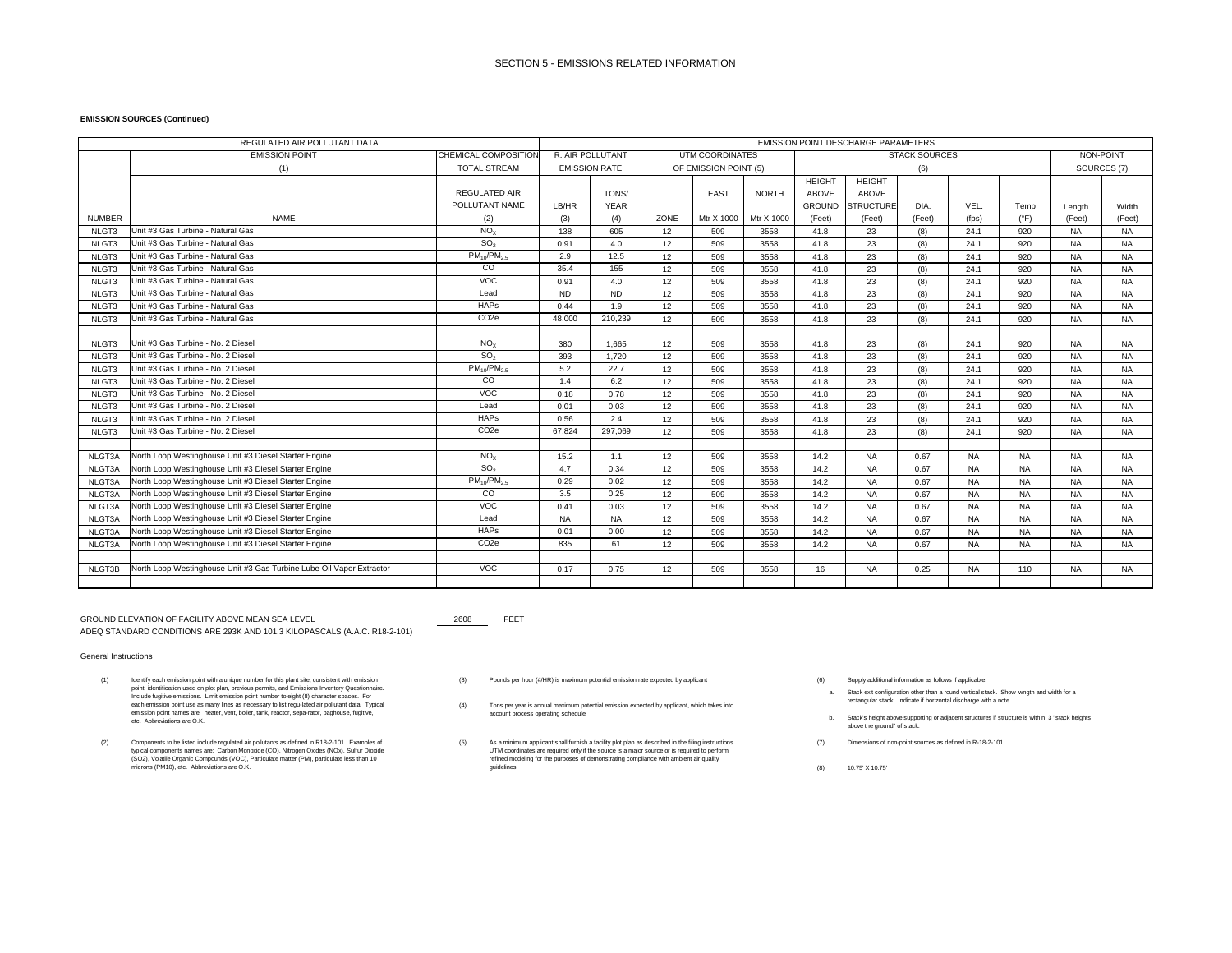## SECTION 5 - EMISSIONS RELATED INFORMATION

**EMISSION SOURCES (Continued)**

| REGULATED AIR POLLUTANT DATA | | | | | EMISSION POINT DISCHARGE PARAMETERS | | | | | | | | | |
|---|---|---|---|---|---|---|---|---|---|---|---|---|---|---|
| | EMISSION POINT (1) | CHEMICAL COMPOSITION TOTAL STREAM | R. AIR POLLUTANT EMISSION RATE | | UTM COORDINATES OF EMISSION POINT (5) | | | STACK SOURCES (6) | | | | | NON-POINT SOURCES (7) | |
| NUMBER | NAME | REGULATED AIR POLLUTANT NAME (2) | LB/HR (3) | TONS/ YEAR (4) | ZONE | EAST Mtr X 1000 | NORTH Mtr X 1000 | HEIGHT ABOVE GROUND (Feet) | HEIGHT ABOVE STRUCTURE (Feet) | DIA. (Feet) | VEL. (fps) | Temp (°F) | Length (Feet) | Width (Feet) |
| NLGT3 | Unit #3 Gas Turbine - Natural Gas | $NO_x$ | 138 | 605 | 12 | 509 | 3558 | 41.8 | 23 | (8) | 24.1 | 920 | NA | NA |
| NLGT3 | Unit #3 Gas Turbine - Natural Gas | $SO_2$ | 0.91 | 4.0 | 12 | 509 | 3558 | 41.8 | 23 | (8) | 24.1 | 920 | NA | NA |
| NLGT3 | Unit #3 Gas Turbine - Natural Gas | $PM_{10}/PM_{2.5}$ | 2.9 | 12.5 | 12 | 509 | 3558 | 41.8 | 23 | (8) | 24.1 | 920 | NA | NA |
| NLGT3 | Unit #3 Gas Turbine - Natural Gas | CO | 35.4 | 155 | 12 | 509 | 3558 | 41.8 | 23 | (8) | 24.1 | 920 | NA | NA |
| NLGT3 | Unit #3 Gas Turbine - Natural Gas | VOC | 0.91 | 4.0 | 12 | 509 | 3558 | 41.8 | 23 | (8) | 24.1 | 920 | NA | NA |
| NLGT3 | Unit #3 Gas Turbine - Natural Gas | Lead | ND | ND | 12 | 509 | 3558 | 41.8 | 23 | (8) | 24.1 | 920 | NA | NA |
| NLGT3 | Unit #3 Gas Turbine - Natural Gas | HAPs | 0.44 | 1.9 | 12 | 509 | 3558 | 41.8 | 23 | (8) | 24.1 | 920 | NA | NA |
| NLGT3 | Unit #3 Gas Turbine - Natural Gas | $CO_2e$ | 48,000 | 210,239 | 12 | 509 | 3558 | 41.8 | 23 | (8) | 24.1 | 920 | NA | NA |
| | | | | | | | | | | | | | | |
| NLGT3 | Unit #3 Gas Turbine - No. 2 Diesel | $NO_x$ | 380 | 1,665 | 12 | 509 | 3558 | 41.8 | 23 | (8) | 24.1 | 920 | NA | NA |
| NLGT3 | Unit #3 Gas Turbine - No. 2 Diesel | $SO_2$ | 393 | 1,720 | 12 | 509 | 3558 | 41.8 | 23 | (8) | 24.1 | 920 | NA | NA |
| NLGT3 | Unit #3 Gas Turbine - No. 2 Diesel | $PM_{10}/PM_{2.5}$ | 5.2 | 22.7 | 12 | 509 | 3558 | 41.8 | 23 | (8) | 24.1 | 920 | NA | NA |
| NLGT3 | Unit #3 Gas Turbine - No. 2 Diesel | CO | 1.4 | 6.2 | 12 | 509 | 3558 | 41.8 | 23 | (8) | 24.1 | 920 | NA | NA |
| NLGT3 | Unit #3 Gas Turbine - No. 2 Diesel | VOC | 0.18 | 0.78 | 12 | 509 | 3558 | 41.8 | 23 | (8) | 24.1 | 920 | NA | NA |
| NLGT3 | Unit #3 Gas Turbine - No. 2 Diesel | Lead | 0.01 | 0.03 | 12 | 509 | 3558 | 41.8 | 23 | (8) | 24.1 | 920 | NA | NA |
| NLGT3 | Unit #3 Gas Turbine - No. 2 Diesel | HAPs | 0.56 | 2.4 | 12 | 509 | 3558 | 41.8 | 23 | (8) | 24.1 | 920 | NA | NA |
| NLGT3 | Unit #3 Gas Turbine - No. 2 Diesel | $CO_2e$ | 67,824 | 297,069 | 12 | 509 | 3558 | 41.8 | 23 | (8) | 24.1 | 920 | NA | NA |
| | | | | | | | | | | | | | | |
| NLGT3A | North Loop Westinghouse Unit #3 Diesel Starter Engine | $NO_x$ | 15.2 | 1.1 | 12 | 509 | 3558 | 14.2 | NA | 0.67 | NA | NA | NA | NA |
| NLGT3A | North Loop Westinghouse Unit #3 Diesel Starter Engine | $SO_2$ | 4.7 | 0.34 | 12 | 509 | 3558 | 14.2 | NA | 0.67 | NA | NA | NA | NA |
| NLGT3A | North Loop Westinghouse Unit #3 Diesel Starter Engine | $PM_{10}/PM_{2.5}$ | 0.29 | 0.02 | 12 | 509 | 3558 | 14.2 | NA | 0.67 | NA | NA | NA | NA |
| NLGT3A | North Loop Westinghouse Unit #3 Diesel Starter Engine | CO | 3.5 | 0.25 | 12 | 509 | 3558 | 14.2 | NA | 0.67 | NA | NA | NA | NA |
| NLGT3A | North Loop Westinghouse Unit #3 Diesel Starter Engine | VOC | 0.41 | 0.03 | 12 | 509 | 3558 | 14.2 | NA | 0.67 | NA | NA | NA | NA |
| NLGT3A | North Loop Westinghouse Unit #3 Diesel Starter Engine | Lead | NA | NA | 12 | 509 | 3558 | 14.2 | NA | 0.67 | NA | NA | NA | NA |
| NLGT3A | North Loop Westinghouse Unit #3 Diesel Starter Engine | HAPs | 0.01 | 0.00 | 12 | 509 | 3558 | 14.2 | NA | 0.67 | NA | NA | NA | NA |
| NLGT3A | North Loop Westinghouse Unit #3 Diesel Starter Engine | $CO_2e$ | 835 | 61 | 12 | 509 | 3558 | 14.2 | NA | 0.67 | NA | NA | NA | NA |
| | | | | | | | | | | | | | | |
| NLGT3B | North Loop Westinghouse Unit #3 Gas Turbine Lube Oil Vapor Extractor | VOC | 0.17 | 0.75 | 12 | 509 | 3558 | 16 | NA | 0.25 | NA | 110 | NA | NA |

GROUND ELEVATION OF FACILITY ABOVE MEAN SEA LEVEL 2608 FEET

ADEQ STANDARD CONDITIONS ARE 293K AND 101.3 KILOPASCALS (A.A.C. R18-2-101)

General Instructions

(1) Identify each emission point with a unique number for this plant site, consistent with emission point identification used on plot plan, previous permits, and Emissions Inventory Questionnaire. Include fugitive emissions. Limit emission point number to eight (8) character spaces. For each emission point use as many lines as necessary to list regu-lated air pollutant data. Typical emission point names are: heater, vent, boiler, tank, reactor, sepa-rator, baghouse, fugitive, etc. Abbreviations are O.K.

(2) Components to be listed include regulated air pollutants as defined in R18-2-101. Examples of typical components names are: Carbon Monoxide (CO), Nitrogen Oxides (NOx), Sulfur Dioxide (SO2), Volatile Organic Compounds (VOC), Particulate matter (PM), particulate less than 10 microns (PM10), etc. Abbreviations are O.K.

(3) Pounds per hour (#/HR) is maximum potential emission rate expected by applicant

(4) Tons per year is annual maximum potential emission expected by applicant, which takes into account process operating schedule

(5) As a minimum applicant shall furnish a facility plot plan as described in the filing instructions. UTM coordinates are required only if the source is a major source or is required to perform refined modeling for the purposes of demonstrating compliance with ambient air quality guidelines.

(6) Supply additional information as follows if applicable:

a. Stack exit configuration other than a round vertical stack. Show lwngth and width for a rectangular stack. Indicate if horizontal discharge with a note.

b. Stack's height above supporting or adjacent structures if structure is within 3 "stack heights above the ground" of stack.

(7) Dimensions of non-point sources as defined in R-18-2-101.

(8) 10.75' X 10.75'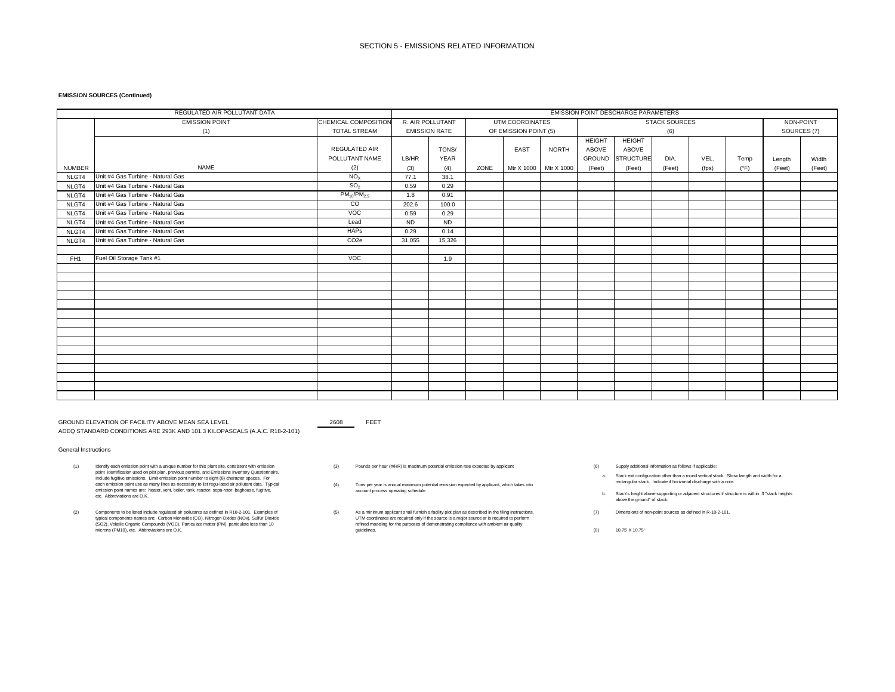SECTION 5 - EMISSIONS RELATED INFORMATION

**EMISSION SOURCES (Continued)**

| REGULATED AIR POLLUTANT DATA | | | | | EMISSION POINT DESCHARGE PARAMETERS | | | | | | | | | |
|---|---|---|---|---|---|---|---|---|---|---|---|---|---|---|
| | EMISSION POINT (1) | CHEMICAL COMPOSITION TOTAL STREAM | R. AIR POLLUTANT EMISSION RATE | | UTM COORDINATES OF EMISSION POINT (5) | | | STACK SOURCES (6) | | | | | NON-POINT SOURCES (7) | |
| NUMBER | NAME | REGULATED AIR POLLUTANT NAME (2) | LB/HR (3) | TONS/ YEAR (4) | ZONE | EAST Mtr X 1000 | NORTH Mtr X 1000 | HEIGHT ABOVE GROUND (Feet) | HEIGHT ABOVE STRUCTURE (Feet) | DIA. (Feet) | VEL. (fps) | Temp (°F) | Length (Feet) | Width (Feet) |
| NLGT4 | Unit #4 Gas Turbine - Natural Gas | $NO_x$ | 77.1 | 38.1 | | | | | | | | | | |
| NLGT4 | Unit #4 Gas Turbine - Natural Gas | $SO_2$ | 0.59 | 0.29 | | | | | | | | | | |
| NLGT4 | Unit #4 Gas Turbine - Natural Gas | $PM_{10}/PM_{2.5}$ | 1.8 | 0.91 | | | | | | | | | | |
| NLGT4 | Unit #4 Gas Turbine - Natural Gas | CO | 202.6 | 100.0 | | | | | | | | | | |
| NLGT4 | Unit #4 Gas Turbine - Natural Gas | VOC | 0.59 | 0.29 | | | | | | | | | | |
| NLGT4 | Unit #4 Gas Turbine - Natural Gas | Lead | ND | ND | | | | | | | | | | |
| NLGT4 | Unit #4 Gas Turbine - Natural Gas | HAPs | 0.29 | 0.14 | | | | | | | | | | |
| NLGT4 | Unit #4 Gas Turbine - Natural Gas | CO2e | 31,055 | 15,326 | | | | | | | | | | |
| | | | | | | | | | | | | | | |
| FH1 | Fuel Oil Storage Tank #1 | VOC | | 1.9 | | | | | | | | | | |

GROUND ELEVATION OF FACILITY ABOVE MEAN SEA LEVEL 2608 FEET

ADEQ STANDARD CONDITIONS ARE 293K AND 101.3 KILOPASCALS (A.A.C. R18-2-101)

General Instructions

(1) Identify each emission point with a unique number for this plant site, consistent with emission point identification used on plot plan, previous permits, and Emissions Inventory Questionnaire. Include fugitive emissions. Limit emission point number to eight (8) character spaces. For each emission point use as many lines as necessary to list regu-lated air pollutant data. Typical emission point names are: heater, vent, boiler, tank, reactor, sepa-rator, baghouse, fugitive, etc. Abbreviations are O.K.

(2) Components to be listed include regulated air pollutants as defined in R18-2-101. Examples of typical components names are: Carbon Monoxide (CO), Nitrogen Oxides (NOx), Sulfur Dioxide (SO2), Volatile Organic Compounds (VOC), Particulate matter (PM), particulate less than 10 microns (PM10), etc. Abbreviations are O.K.

(3) Pounds per hour (#/HR) is maximum potential emission rate expected by applicant

(4) Tons per year is annual maximum potential emission expected by applicant, which takes into account process operating schedule

(5) As a minimum applicant shall furnish a facility plot plan as described in the filing instructions. UTM coordinates are required only if the source is a major source or is required to perform refined modeling for the purposes of demonstrating compliance with ambient air quality guidelines.

(6) Supply additional information as follows if applicable:

a. Stack exit configuration other than a round vertical stack. Show lwngth and width for a rectangular stack. Indicate if horizontal discharge with a note.

b. Stack's height above supporting or adjacent structures if structure is within 3 "stack heights above the ground" of stack.

(7) Dimensions of non-point sources as defined in R-18-2-101.

(8) 10.75' X 10.75'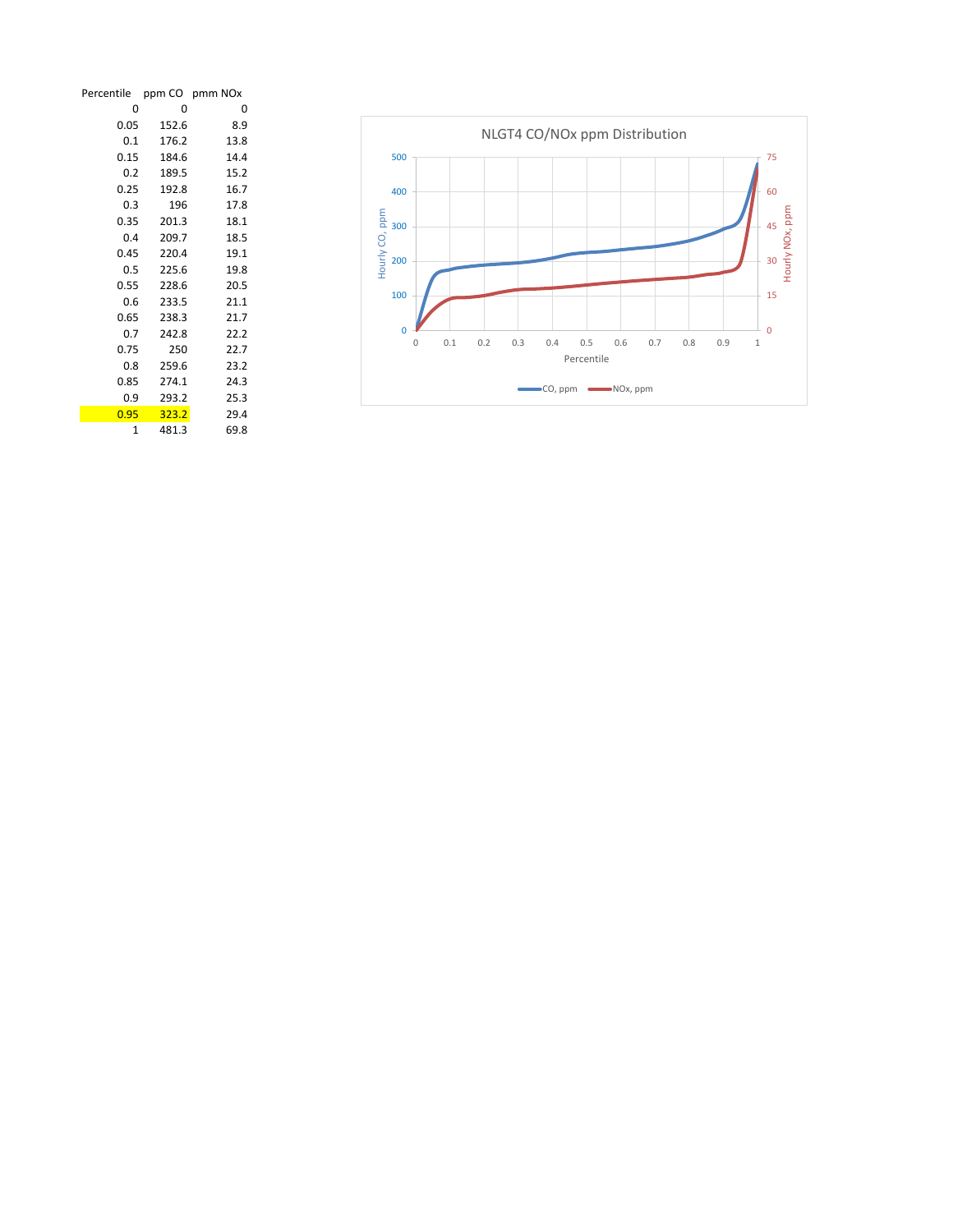| Percentile | ppm CO | pmm NOx |
|---|---|---|
| 0 | 0 | 0 |
| 0.05 | 152.6 | 8.9 |
| 0.1 | 176.2 | 13.8 |
| 0.15 | 184.6 | 14.4 |
| 0.2 | 189.5 | 15.2 |
| 0.25 | 192.8 | 16.7 |
| 0.3 | 196 | 17.8 |
| 0.35 | 201.3 | 18.1 |
| 0.4 | 209.7 | 18.5 |
| 0.45 | 220.4 | 19.1 |
| 0.5 | 225.6 | 19.8 |
| 0.55 | 228.6 | 20.5 |
| 0.6 | 233.5 | 21.1 |
| 0.65 | 238.3 | 21.7 |
| 0.7 | 242.8 | 22.2 |
| 0.75 | 250 | 22.7 |
| 0.8 | 259.6 | 23.2 |
| 0.85 | 274.1 | 24.3 |
| 0.9 | 293.2 | 25.3 |
| 0.95 | 323.2 | 29.4 |
| 1 | 481.3 | 69.8 |

NLGT4 CO/NOx ppm Distribution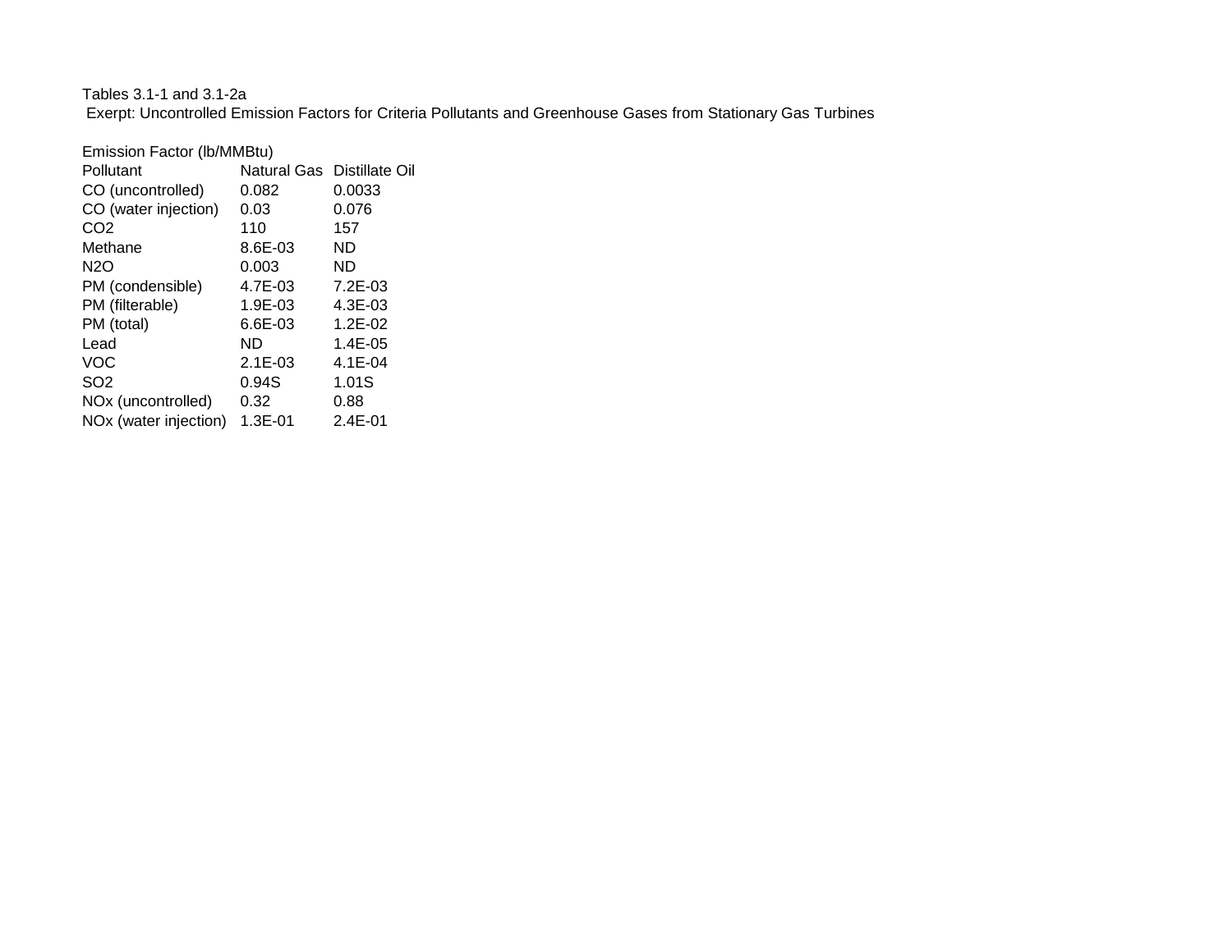Tables 3.1-1 and 3.1-2a

Exerpt: Uncontrolled Emission Factors for Criteria Pollutants and Greenhouse Gases from Stationary Gas Turbines

Emission Factor (lb/MMBtu)

| Pollutant | Natural Gas | Distillate Oil |
| --- | --- | --- |
| CO (uncontrolled) | 0.082 | 0.0033 |
| CO (water injection) | 0.03 | 0.076 |
| $CO_2$ | 110 | 157 |
| Methane | 8.6E-03 | ND |
| $N_2O$ | 0.003 | ND |
| PM (condensible) | 4.7E-03 | 7.2E-03 |
| PM (filterable) | 1.9E-03 | 4.3E-03 |
| PM (total) | 6.6E-03 | 1.2E-02 |
| Lead | ND | 1.4E-05 |
| VOC | 2.1E-03 | 4.1E-04 |
| $SO_2$ | 0.94S | 1.01S |
| NOx (uncontrolled) | 0.32 | 0.88 |
| NOx (water injection) | 1.3E-01 | 2.4E-01 |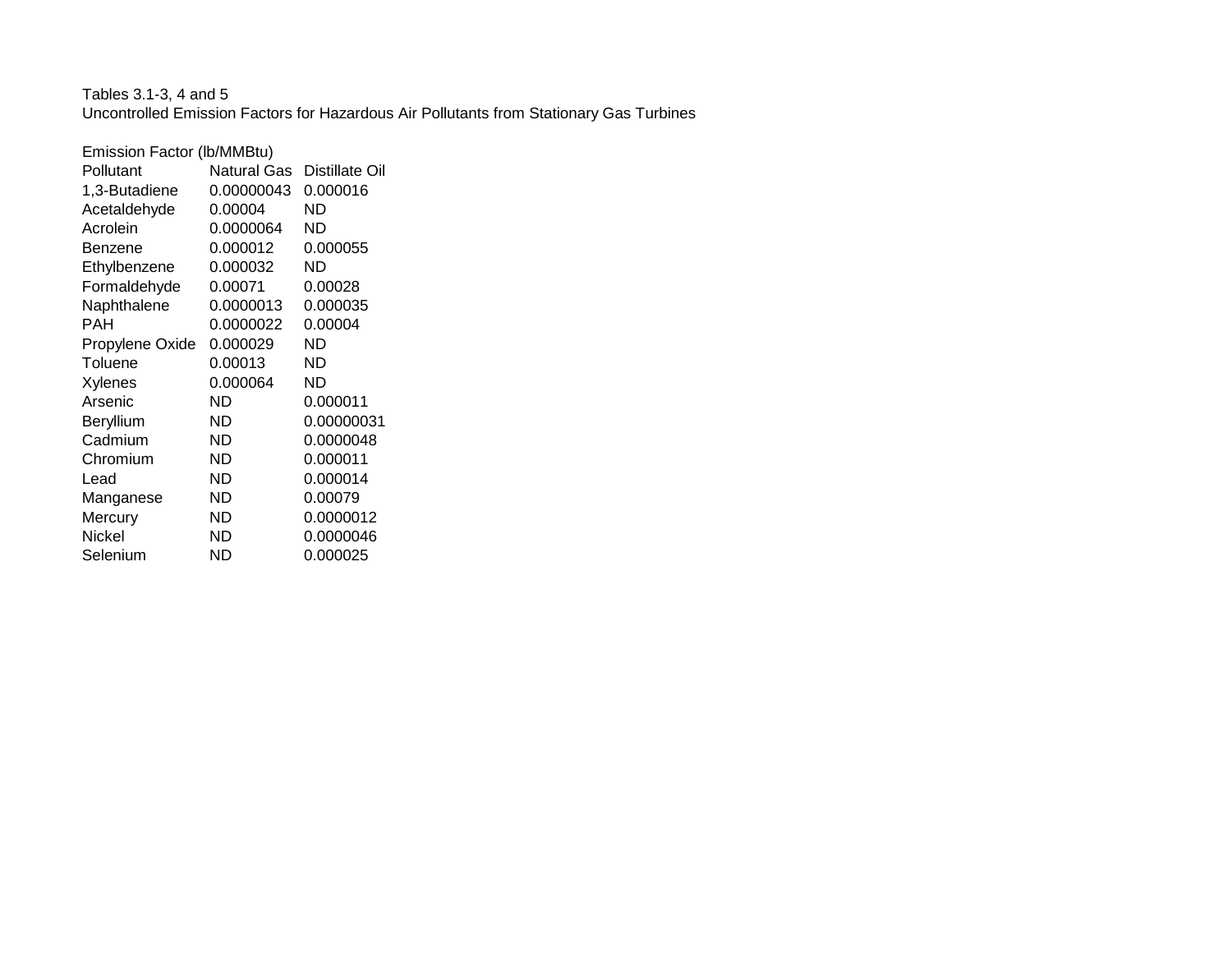Tables 3.1-3, 4 and 5
Uncontrolled Emission Factors for Hazardous Air Pollutants from Stationary Gas Turbines

| Emission Factor (lb/MMBtu) | | |
|---|---|---|
| Pollutant | Natural Gas | Distillate Oil |
| 1,3-Butadiene | 0.00000043 | 0.000016 |
| Acetaldehyde | 0.00004 | ND |
| Acrolein | 0.0000064 | ND |
| Benzene | 0.000012 | 0.000055 |
| Ethylbenzene | 0.000032 | ND |
| Formaldehyde | 0.00071 | 0.00028 |
| Naphthalene | 0.0000013 | 0.000035 |
| PAH | 0.0000022 | 0.00004 |
| Propylene Oxide | 0.000029 | ND |
| Toluene | 0.00013 | ND |
| Xylenes | 0.000064 | ND |
| Arsenic | ND | 0.000011 |
| Beryllium | ND | 0.00000031 |
| Cadmium | ND | 0.0000048 |
| Chromium | ND | 0.000011 |
| Lead | ND | 0.000014 |
| Manganese | ND | 0.00079 |
| Mercury | ND | 0.0000012 |
| Nickel | ND | 0.0000046 |
| Selenium | ND | 0.000025 |